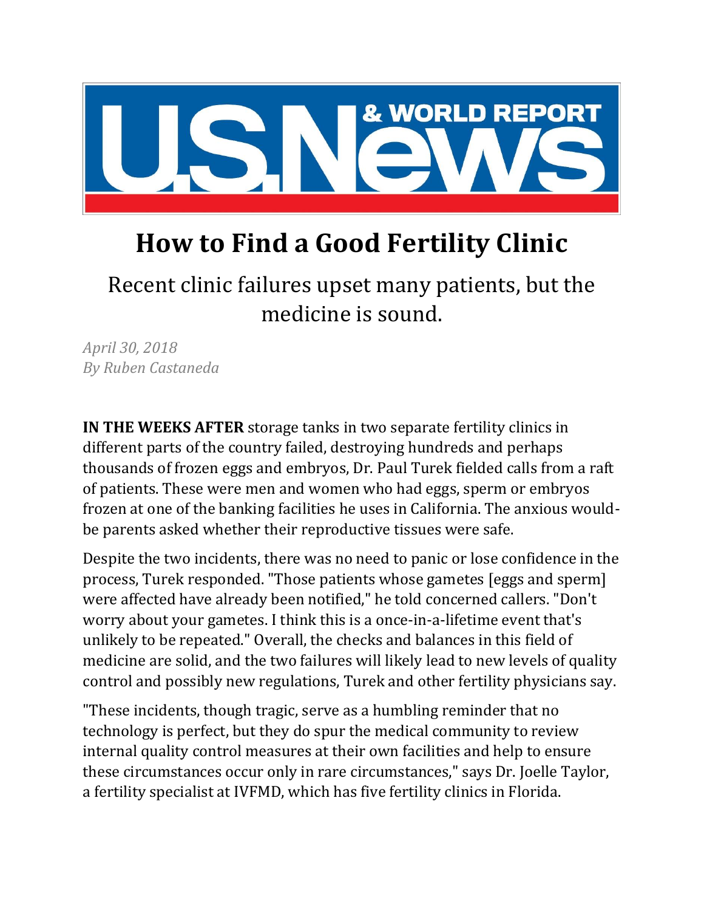# How to Find a Good Fertility Clinic

## Recent clinic failures upset many patients, but the medicine is sound.

*April 30, 2018*
*By Ruben Castaneda*

**IN THE WEEKS AFTER** storage tanks in two separate fertility clinics in different parts of the country failed, destroying hundreds and perhaps thousands of frozen eggs and embryos, Dr. Paul Turek fielded calls from a raft of patients. These were men and women who had eggs, sperm or embryos frozen at one of the banking facilities he uses in California. The anxious would-be parents asked whether their reproductive tissues were safe.

Despite the two incidents, there was no need to panic or lose confidence in the process, Turek responded. "Those patients whose gametes [eggs and sperm] were affected have already been notified," he told concerned callers. "Don't worry about your gametes. I think this is a once-in-a-lifetime event that's unlikely to be repeated." Overall, the checks and balances in this field of medicine are solid, and the two failures will likely lead to new levels of quality control and possibly new regulations, Turek and other fertility physicians say.

"These incidents, though tragic, serve as a humbling reminder that no technology is perfect, but they do spur the medical community to review internal quality control measures at their own facilities and help to ensure these circumstances occur only in rare circumstances," says Dr. Joelle Taylor, a fertility specialist at IVFMD, which has five fertility clinics in Florida.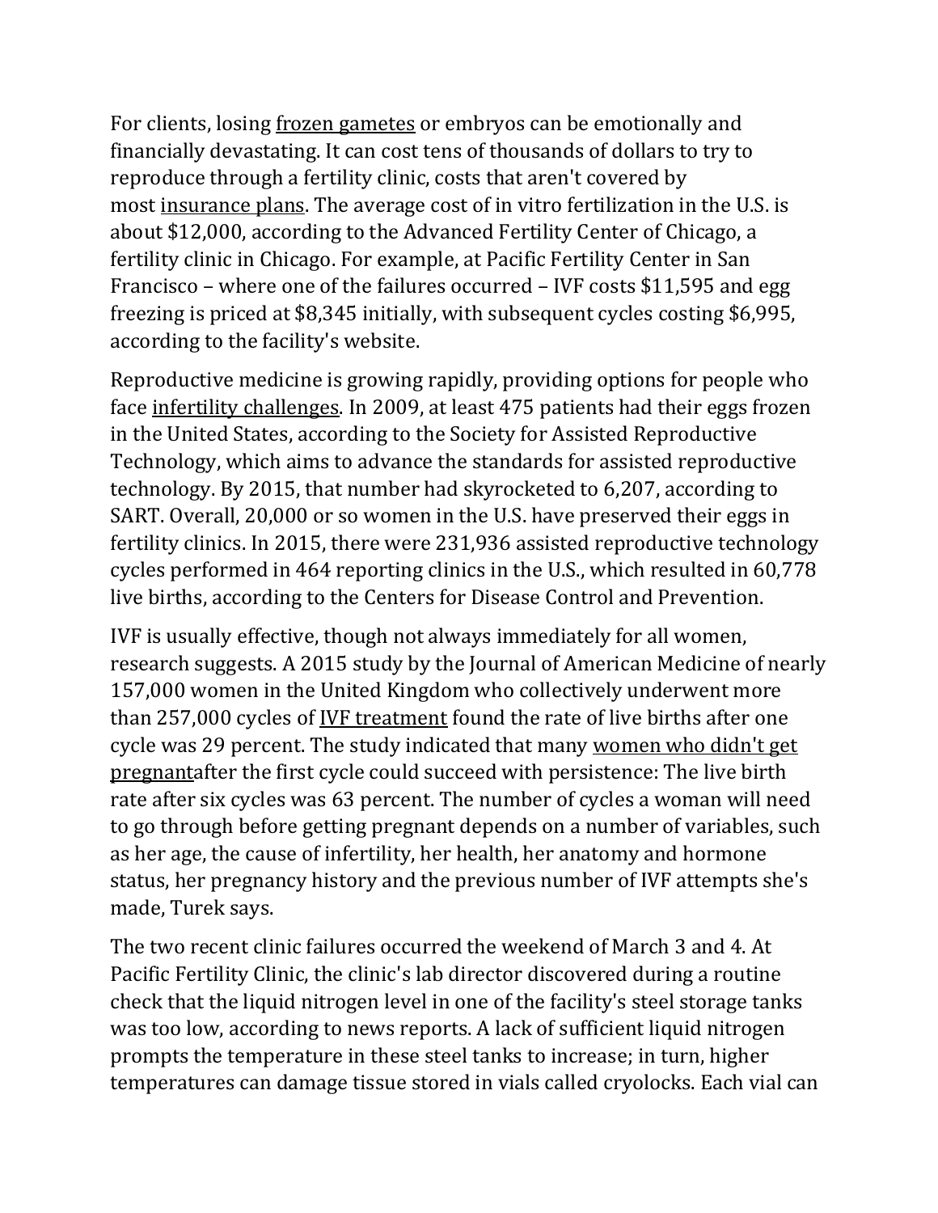For clients, losing frozen gametes or embryos can be emotionally and financially devastating. It can cost tens of thousands of dollars to try to reproduce through a fertility clinic, costs that aren't covered by most insurance plans. The average cost of in vitro fertilization in the U.S. is about $12,000, according to the Advanced Fertility Center of Chicago, a fertility clinic in Chicago. For example, at Pacific Fertility Center in San Francisco – where one of the failures occurred – IVF costs $11,595 and egg freezing is priced at $8,345 initially, with subsequent cycles costing $6,995, according to the facility's website.

Reproductive medicine is growing rapidly, providing options for people who face infertility challenges. In 2009, at least 475 patients had their eggs frozen in the United States, according to the Society for Assisted Reproductive Technology, which aims to advance the standards for assisted reproductive technology. By 2015, that number had skyrocketed to 6,207, according to SART. Overall, 20,000 or so women in the U.S. have preserved their eggs in fertility clinics. In 2015, there were 231,936 assisted reproductive technology cycles performed in 464 reporting clinics in the U.S., which resulted in 60,778 live births, according to the Centers for Disease Control and Prevention.

IVF is usually effective, though not always immediately for all women, research suggests. A 2015 study by the Journal of American Medicine of nearly 157,000 women in the United Kingdom who collectively underwent more than 257,000 cycles of IVF treatment found the rate of live births after one cycle was 29 percent. The study indicated that many women who didn't get pregnantafter the first cycle could succeed with persistence: The live birth rate after six cycles was 63 percent. The number of cycles a woman will need to go through before getting pregnant depends on a number of variables, such as her age, the cause of infertility, her health, her anatomy and hormone status, her pregnancy history and the previous number of IVF attempts she's made, Turek says.

The two recent clinic failures occurred the weekend of March 3 and 4. At Pacific Fertility Clinic, the clinic's lab director discovered during a routine check that the liquid nitrogen level in one of the facility's steel storage tanks was too low, according to news reports. A lack of sufficient liquid nitrogen prompts the temperature in these steel tanks to increase; in turn, higher temperatures can damage tissue stored in vials called cryolocks. Each vial can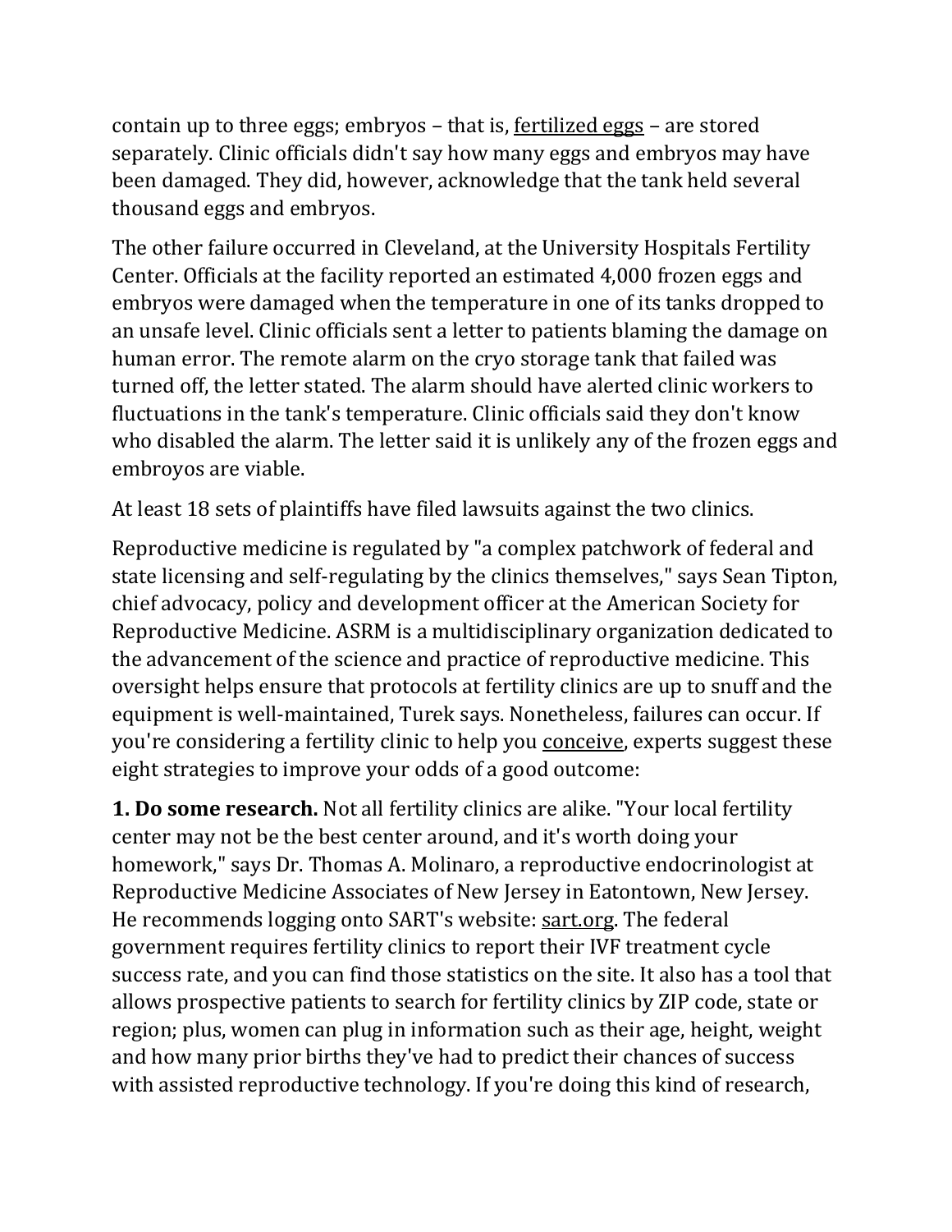contain up to three eggs; embryos – that is, fertilized eggs – are stored separately. Clinic officials didn't say how many eggs and embryos may have been damaged. They did, however, acknowledge that the tank held several thousand eggs and embryos.

The other failure occurred in Cleveland, at the University Hospitals Fertility Center. Officials at the facility reported an estimated 4,000 frozen eggs and embryos were damaged when the temperature in one of its tanks dropped to an unsafe level. Clinic officials sent a letter to patients blaming the damage on human error. The remote alarm on the cryo storage tank that failed was turned off, the letter stated. The alarm should have alerted clinic workers to fluctuations in the tank's temperature. Clinic officials said they don't know who disabled the alarm. The letter said it is unlikely any of the frozen eggs and embroyos are viable.

At least 18 sets of plaintiffs have filed lawsuits against the two clinics.

Reproductive medicine is regulated by "a complex patchwork of federal and state licensing and self-regulating by the clinics themselves," says Sean Tipton, chief advocacy, policy and development officer at the American Society for Reproductive Medicine. ASRM is a multidisciplinary organization dedicated to the advancement of the science and practice of reproductive medicine. This oversight helps ensure that protocols at fertility clinics are up to snuff and the equipment is well-maintained, Turek says. Nonetheless, failures can occur. If you're considering a fertility clinic to help you conceive, experts suggest these eight strategies to improve your odds of a good outcome:

**1. Do some research.** Not all fertility clinics are alike. "Your local fertility center may not be the best center around, and it's worth doing your homework," says Dr. Thomas A. Molinaro, a reproductive endocrinologist at Reproductive Medicine Associates of New Jersey in Eatontown, New Jersey. He recommends logging onto SART's website: sart.org. The federal government requires fertility clinics to report their IVF treatment cycle success rate, and you can find those statistics on the site. It also has a tool that allows prospective patients to search for fertility clinics by ZIP code, state or region; plus, women can plug in information such as their age, height, weight and how many prior births they've had to predict their chances of success with assisted reproductive technology. If you're doing this kind of research,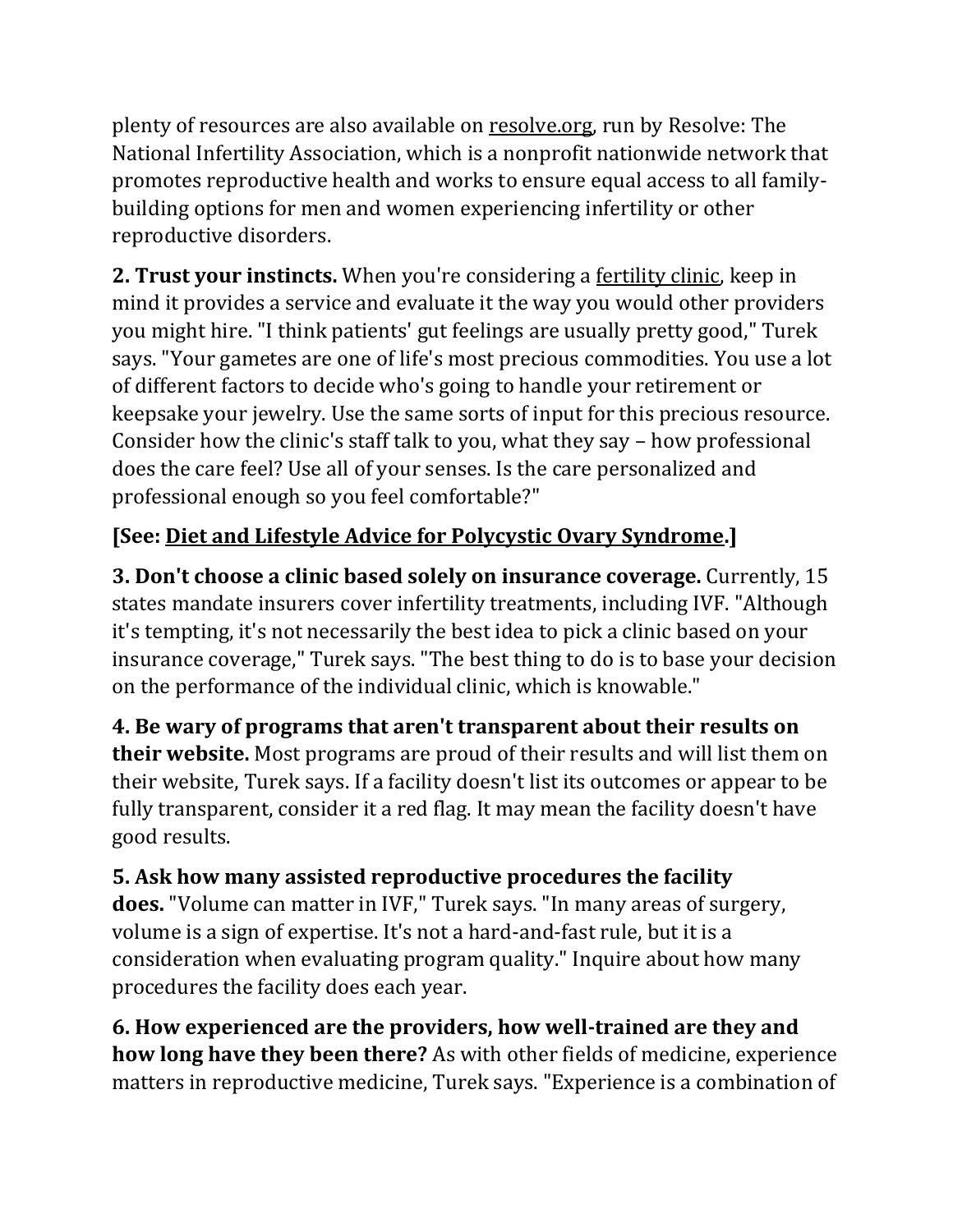plenty of resources are also available on resolve.org, run by Resolve: The National Infertility Association, which is a nonprofit nationwide network that promotes reproductive health and works to ensure equal access to all family-building options for men and women experiencing infertility or other reproductive disorders.

**2. Trust your instincts.** When you're considering a fertility clinic, keep in mind it provides a service and evaluate it the way you would other providers you might hire. "I think patients' gut feelings are usually pretty good," Turek says. "Your gametes are one of life's most precious commodities. You use a lot of different factors to decide who's going to handle your retirement or keepsake your jewelry. Use the same sorts of input for this precious resource. Consider how the clinic's staff talk to you, what they say – how professional does the care feel? Use all of your senses. Is the care personalized and professional enough so you feel comfortable?"

**[See: Diet and Lifestyle Advice for Polycystic Ovary Syndrome.]**

**3. Don't choose a clinic based solely on insurance coverage.** Currently, 15 states mandate insurers cover infertility treatments, including IVF. "Although it's tempting, it's not necessarily the best idea to pick a clinic based on your insurance coverage," Turek says. "The best thing to do is to base your decision on the performance of the individual clinic, which is knowable."

**4. Be wary of programs that aren't transparent about their results on their website.** Most programs are proud of their results and will list them on their website, Turek says. If a facility doesn't list its outcomes or appear to be fully transparent, consider it a red flag. It may mean the facility doesn't have good results.

**5. Ask how many assisted reproductive procedures the facility does.** "Volume can matter in IVF," Turek says. "In many areas of surgery, volume is a sign of expertise. It's not a hard-and-fast rule, but it is a consideration when evaluating program quality." Inquire about how many procedures the facility does each year.

**6. How experienced are the providers, how well-trained are they and how long have they been there?** As with other fields of medicine, experience matters in reproductive medicine, Turek says. "Experience is a combination of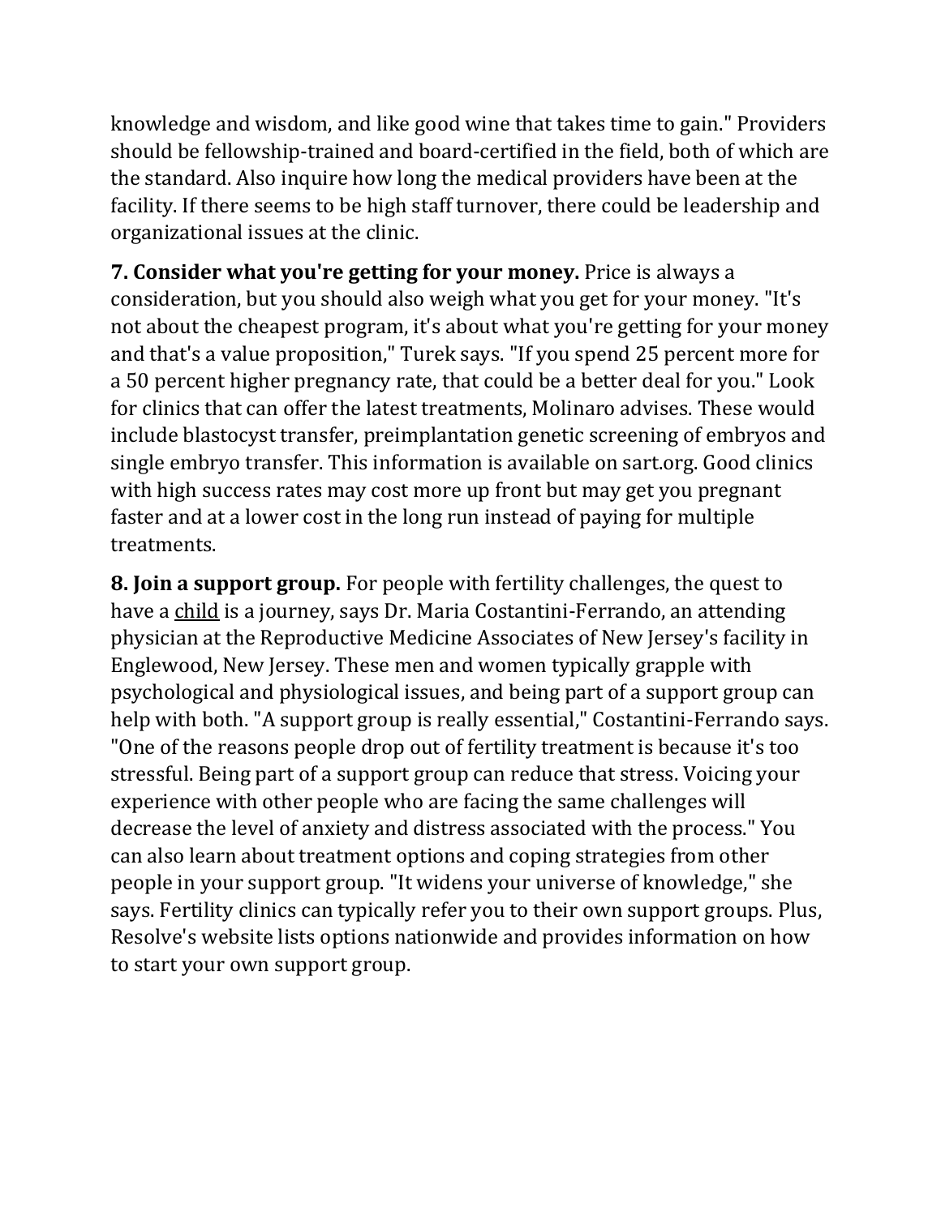knowledge and wisdom, and like good wine that takes time to gain." Providers should be fellowship-trained and board-certified in the field, both of which are the standard. Also inquire how long the medical providers have been at the facility. If there seems to be high staff turnover, there could be leadership and organizational issues at the clinic.

**7. Consider what you're getting for your money.** Price is always a consideration, but you should also weigh what you get for your money. "It's not about the cheapest program, it's about what you're getting for your money and that's a value proposition," Turek says. "If you spend 25 percent more for a 50 percent higher pregnancy rate, that could be a better deal for you." Look for clinics that can offer the latest treatments, Molinaro advises. These would include blastocyst transfer, preimplantation genetic screening of embryos and single embryo transfer. This information is available on sart.org. Good clinics with high success rates may cost more up front but may get you pregnant faster and at a lower cost in the long run instead of paying for multiple treatments.

**8. Join a support group.** For people with fertility challenges, the quest to have a child is a journey, says Dr. Maria Costantini-Ferrando, an attending physician at the Reproductive Medicine Associates of New Jersey's facility in Englewood, New Jersey. These men and women typically grapple with psychological and physiological issues, and being part of a support group can help with both. "A support group is really essential," Costantini-Ferrando says. "One of the reasons people drop out of fertility treatment is because it's too stressful. Being part of a support group can reduce that stress. Voicing your experience with other people who are facing the same challenges will decrease the level of anxiety and distress associated with the process." You can also learn about treatment options and coping strategies from other people in your support group. "It widens your universe of knowledge," she says. Fertility clinics can typically refer you to their own support groups. Plus, Resolve's website lists options nationwide and provides information on how to start your own support group.